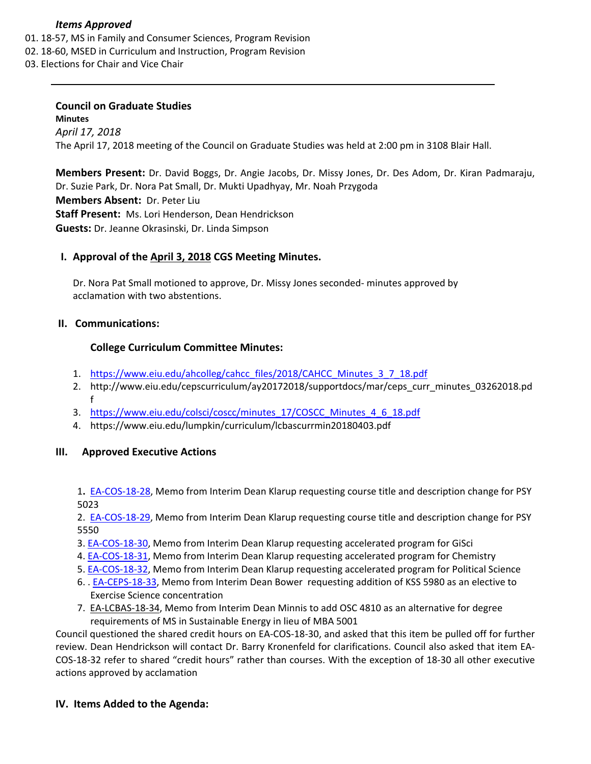*Items Approved*

01. 18-57, MS in Family and Consumer Sciences, Program Revision
02. 18-60, MSED in Curriculum and Instruction, Program Revision
03. Elections for Chair and Vice Chair

---

**Council on Graduate Studies**

**Minutes**

*April 17, 2018*

The April 17, 2018 meeting of the Council on Graduate Studies was held at 2:00 pm in 3108 Blair Hall.

**Members Present:** Dr. David Boggs, Dr. Angie Jacobs, Dr. Missy Jones, Dr. Des Adom, Dr. Kiran Padmaraju, Dr. Suzie Park, Dr. Nora Pat Small, Dr. Mukti Upadhyay, Mr. Noah Przygoda

**Members Absent:** Dr. Peter Liu

**Staff Present:** Ms. Lori Henderson, Dean Hendrickson

**Guests:** Dr. Jeanne Okrasinski, Dr. Linda Simpson

## I. Approval of the April 3, 2018 CGS Meeting Minutes.

Dr. Nora Pat Small motioned to approve, Dr. Missy Jones seconded- minutes approved by acclamation with two abstentions.

## II. Communications:

### College Curriculum Committee Minutes:

1. https://www.eiu.edu/ahcolleg/cahcc_files/2018/CAHCC_Minutes_3_7_18.pdf
2. http://www.eiu.edu/cepscurriculum/ay20172018/supportdocs/mar/ceps_curr_minutes_03262018.pdf
3. https://www.eiu.edu/colsci/coscc/minutes_17/COSCC_Minutes_4_6_18.pdf
4. https://www.eiu.edu/lumpkin/curriculum/lcbascurrmin20180403.pdf

## III. Approved Executive Actions

1. EA-COS-18-28, Memo from Interim Dean Klarup requesting course title and description change for PSY 5023
2. EA-COS-18-29, Memo from Interim Dean Klarup requesting course title and description change for PSY 5550
3. EA-COS-18-30, Memo from Interim Dean Klarup requesting accelerated program for GiSci
4. EA-COS-18-31, Memo from Interim Dean Klarup requesting accelerated program for Chemistry
5. EA-COS-18-32, Memo from Interim Dean Klarup requesting accelerated program for Political Science
6. . EA-CEPS-18-33, Memo from Interim Dean Bower requesting addition of KSS 5980 as an elective to Exercise Science concentration
7. EA-LCBAS-18-34, Memo from Interim Dean Minnis to add OSC 4810 as an alternative for degree requirements of MS in Sustainable Energy in lieu of MBA 5001

Council questioned the shared credit hours on EA-COS-18-30, and asked that this item be pulled off for further review. Dean Hendrickson will contact Dr. Barry Kronenfeld for clarifications. Council also asked that item EA-COS-18-32 refer to shared "credit hours" rather than courses. With the exception of 18-30 all other executive actions approved by acclamation

## IV. Items Added to the Agenda: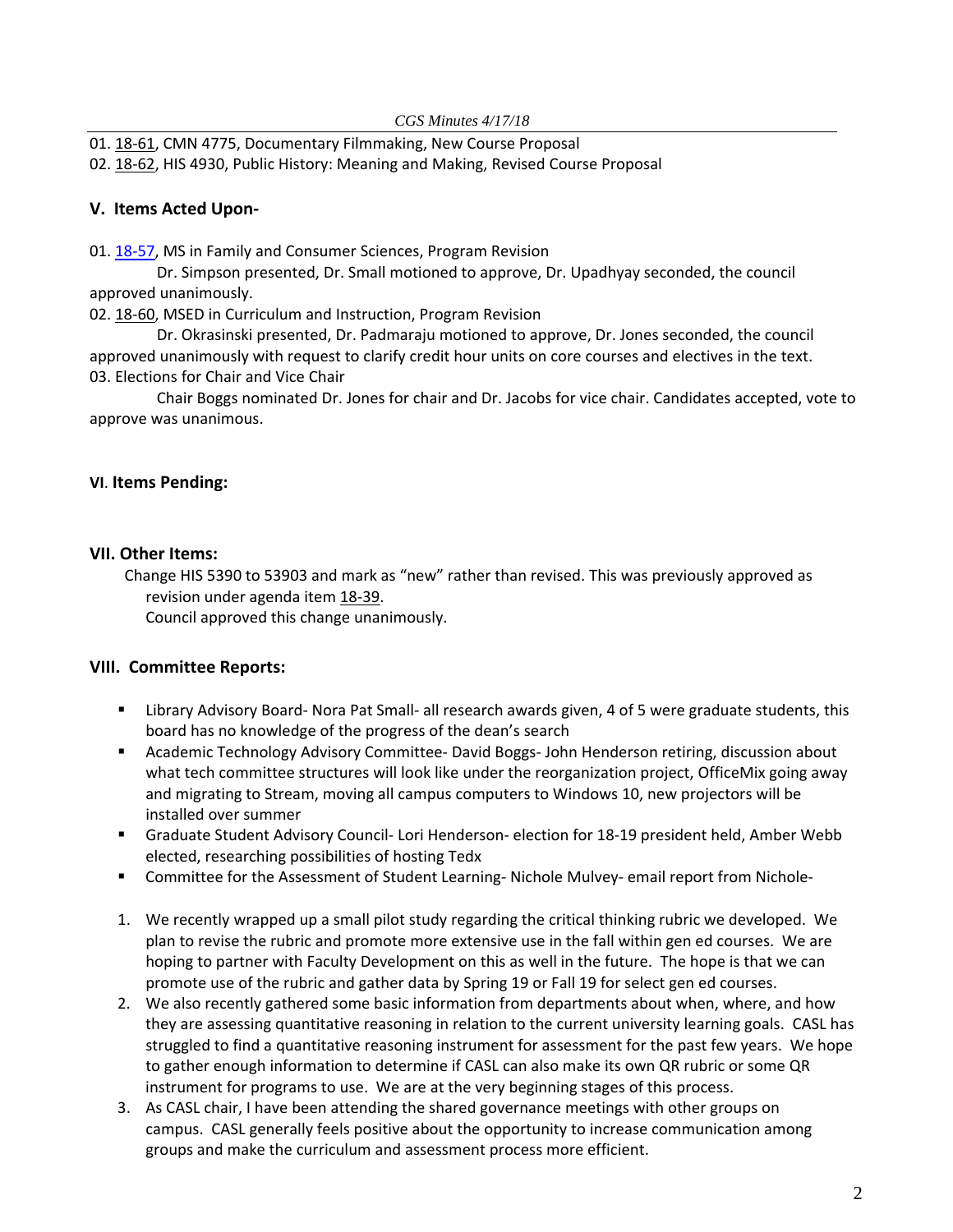01. 18-61, CMN 4775, Documentary Filmmaking, New Course Proposal
02. 18-62, HIS 4930, Public History: Meaning and Making, Revised Course Proposal

## V. Items Acted Upon-

01. 18-57, MS in Family and Consumer Sciences, Program Revision

Dr. Simpson presented, Dr. Small motioned to approve, Dr. Upadhyay seconded, the council approved unanimously.

02. 18-60, MSED in Curriculum and Instruction, Program Revision

Dr. Okrasinski presented, Dr. Padmaraju motioned to approve, Dr. Jones seconded, the council approved unanimously with request to clarify credit hour units on core courses and electives in the text.

03. Elections for Chair and Vice Chair

Chair Boggs nominated Dr. Jones for chair and Dr. Jacobs for vice chair. Candidates accepted, vote to approve was unanimous.

## VI. Items Pending:

## VII. Other Items:

Change HIS 5390 to 53903 and mark as "new" rather than revised. This was previously approved as revision under agenda item 18-39.

Council approved this change unanimously.

## VIII. Committee Reports:

- Library Advisory Board- Nora Pat Small- all research awards given, 4 of 5 were graduate students, this board has no knowledge of the progress of the dean's search
- Academic Technology Advisory Committee- David Boggs- John Henderson retiring, discussion about what tech committee structures will look like under the reorganization project, OfficeMix going away and migrating to Stream, moving all campus computers to Windows 10, new projectors will be installed over summer
- Graduate Student Advisory Council- Lori Henderson- election for 18-19 president held, Amber Webb elected, researching possibilities of hosting Tedx
- Committee for the Assessment of Student Learning- Nichole Mulvey- email report from Nichole-

1. We recently wrapped up a small pilot study regarding the critical thinking rubric we developed. We plan to revise the rubric and promote more extensive use in the fall within gen ed courses. We are hoping to partner with Faculty Development on this as well in the future. The hope is that we can promote use of the rubric and gather data by Spring 19 or Fall 19 for select gen ed courses.
2. We also recently gathered some basic information from departments about when, where, and how they are assessing quantitative reasoning in relation to the current university learning goals. CASL has struggled to find a quantitative reasoning instrument for assessment for the past few years. We hope to gather enough information to determine if CASL can also make its own QR rubric or some QR instrument for programs to use. We are at the very beginning stages of this process.
3. As CASL chair, I have been attending the shared governance meetings with other groups on campus. CASL generally feels positive about the opportunity to increase communication among groups and make the curriculum and assessment process more efficient.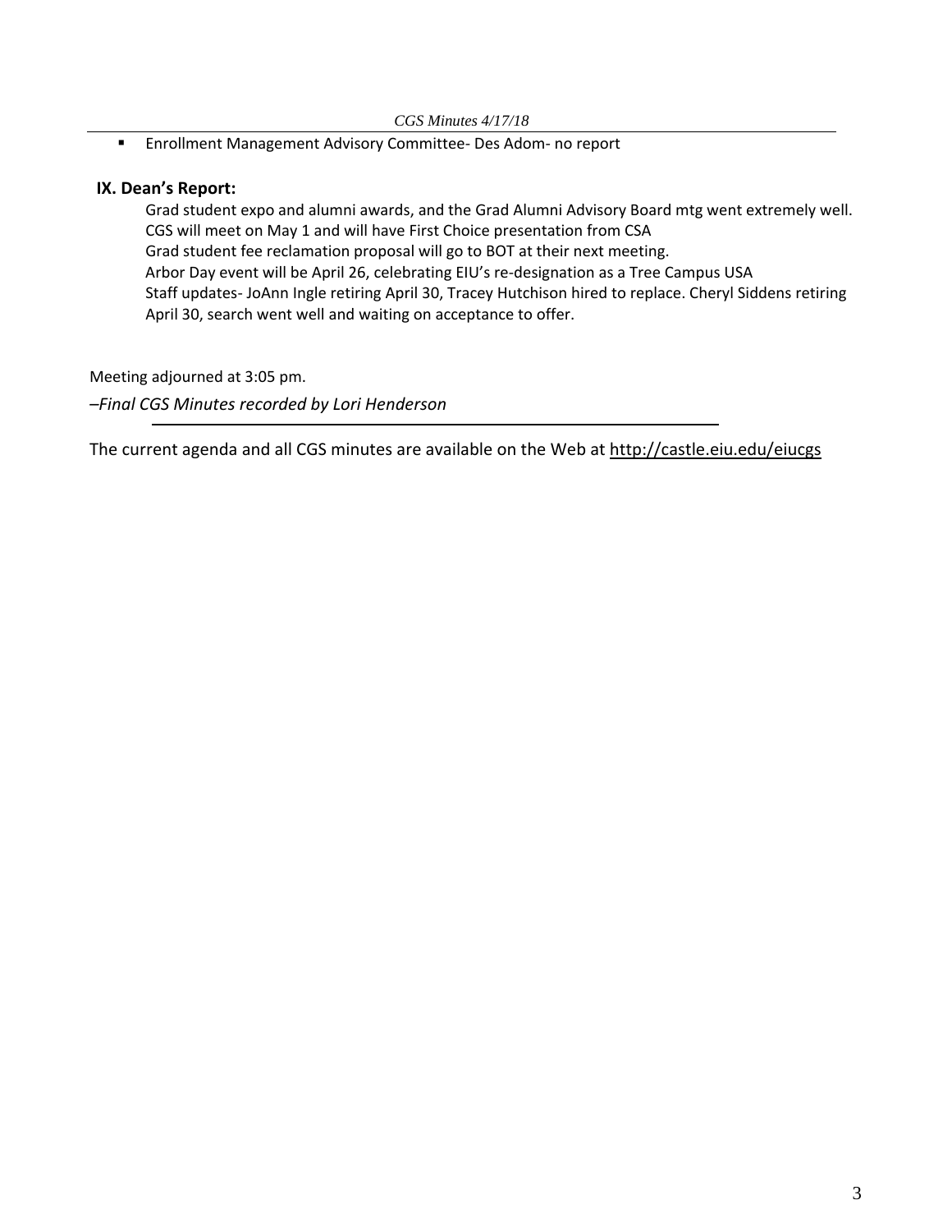- Enrollment Management Advisory Committee- Des Adom- no report

## IX. Dean's Report:

Grad student expo and alumni awards, and the Grad Alumni Advisory Board mtg went extremely well.
CGS will meet on May 1 and will have First Choice presentation from CSA
Grad student fee reclamation proposal will go to BOT at their next meeting.
Arbor Day event will be April 26, celebrating EIU's re-designation as a Tree Campus USA
Staff updates- JoAnn Ingle retiring April 30, Tracey Hutchison hired to replace. Cheryl Siddens retiring April 30, search went well and waiting on acceptance to offer.

Meeting adjourned at 3:05 pm.

*–Final CGS Minutes recorded by Lori Henderson*

---

The current agenda and all CGS minutes are available on the Web at http://castle.eiu.edu/eiucgs